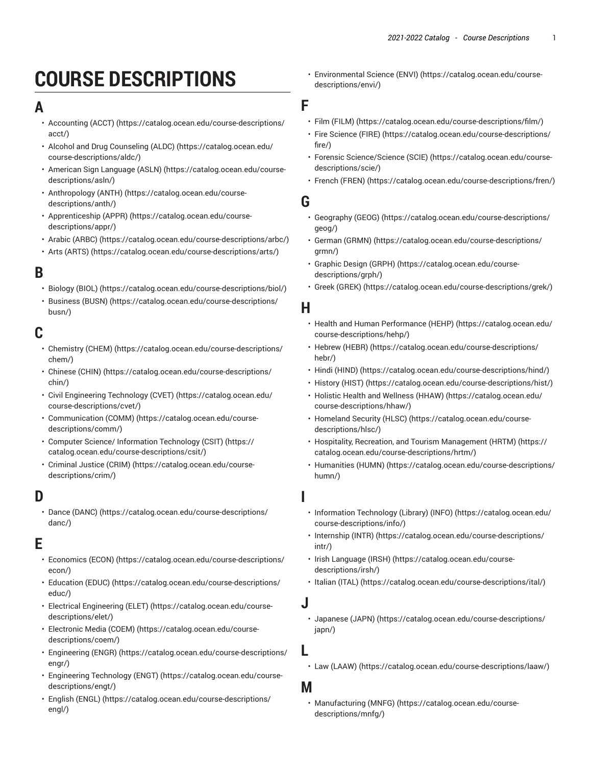# COURSE DESCRIPTIONS

## A

- Accounting (ACCT) (https://catalog.ocean.edu/course-descriptions/acct/)
- Alcohol and Drug Counseling (ALDC) (https://catalog.ocean.edu/course-descriptions/aldc/)
- American Sign Language (ASLN) (https://catalog.ocean.edu/course-descriptions/asln/)
- Anthropology (ANTH) (https://catalog.ocean.edu/course-descriptions/anth/)
- Apprenticeship (APPR) (https://catalog.ocean.edu/course-descriptions/appr/)
- Arabic (ARBC) (https://catalog.ocean.edu/course-descriptions/arbc/)
- Arts (ARTS) (https://catalog.ocean.edu/course-descriptions/arts/)

## B

- Biology (BIOL) (https://catalog.ocean.edu/course-descriptions/biol/)
- Business (BUSN) (https://catalog.ocean.edu/course-descriptions/busn/)

## C

- Chemistry (CHEM) (https://catalog.ocean.edu/course-descriptions/chem/)
- Chinese (CHIN) (https://catalog.ocean.edu/course-descriptions/chin/)
- Civil Engineering Technology (CVET) (https://catalog.ocean.edu/course-descriptions/cvet/)
- Communication (COMM) (https://catalog.ocean.edu/course-descriptions/comm/)
- Computer Science/ Information Technology (CSIT) (https://catalog.ocean.edu/course-descriptions/csit/)
- Criminal Justice (CRIM) (https://catalog.ocean.edu/course-descriptions/crim/)

## D

- Dance (DANC) (https://catalog.ocean.edu/course-descriptions/danc/)

## E

- Economics (ECON) (https://catalog.ocean.edu/course-descriptions/econ/)
- Education (EDUC) (https://catalog.ocean.edu/course-descriptions/educ/)
- Electrical Engineering (ELET) (https://catalog.ocean.edu/course-descriptions/elet/)
- Electronic Media (COEM) (https://catalog.ocean.edu/course-descriptions/coem/)
- Engineering (ENGR) (https://catalog.ocean.edu/course-descriptions/engr/)
- Engineering Technology (ENGT) (https://catalog.ocean.edu/course-descriptions/engt/)
- English (ENGL) (https://catalog.ocean.edu/course-descriptions/engl/)
- Environmental Science (ENVI) (https://catalog.ocean.edu/course-descriptions/envi/)

## F

- Film (FILM) (https://catalog.ocean.edu/course-descriptions/film/)
- Fire Science (FIRE) (https://catalog.ocean.edu/course-descriptions/fire/)
- Forensic Science/Science (SCIE) (https://catalog.ocean.edu/course-descriptions/scie/)
- French (FREN) (https://catalog.ocean.edu/course-descriptions/fren/)

## G

- Geography (GEOG) (https://catalog.ocean.edu/course-descriptions/geog/)
- German (GRMN) (https://catalog.ocean.edu/course-descriptions/grmn/)
- Graphic Design (GRPH) (https://catalog.ocean.edu/course-descriptions/grph/)
- Greek (GREK) (https://catalog.ocean.edu/course-descriptions/grek/)

## H

- Health and Human Performance (HEHP) (https://catalog.ocean.edu/course-descriptions/hehp/)
- Hebrew (HEBR) (https://catalog.ocean.edu/course-descriptions/hebr/)
- Hindi (HIND) (https://catalog.ocean.edu/course-descriptions/hind/)
- History (HIST) (https://catalog.ocean.edu/course-descriptions/hist/)
- Holistic Health and Wellness (HHAW) (https://catalog.ocean.edu/course-descriptions/hhaw/)
- Homeland Security (HLSC) (https://catalog.ocean.edu/course-descriptions/hlsc/)
- Hospitality, Recreation, and Tourism Management (HRTM) (https://catalog.ocean.edu/course-descriptions/hrtm/)
- Humanities (HUMN) (https://catalog.ocean.edu/course-descriptions/humn/)

## I

- Information Technology (Library) (INFO) (https://catalog.ocean.edu/course-descriptions/info/)
- Internship (INTR) (https://catalog.ocean.edu/course-descriptions/intr/)
- Irish Language (IRSH) (https://catalog.ocean.edu/course-descriptions/irsh/)
- Italian (ITAL) (https://catalog.ocean.edu/course-descriptions/ital/)

## J

- Japanese (JAPN) (https://catalog.ocean.edu/course-descriptions/japn/)

## L

- Law (LAAW) (https://catalog.ocean.edu/course-descriptions/laaw/)

## M

- Manufacturing (MNFG) (https://catalog.ocean.edu/course-descriptions/mnfg/)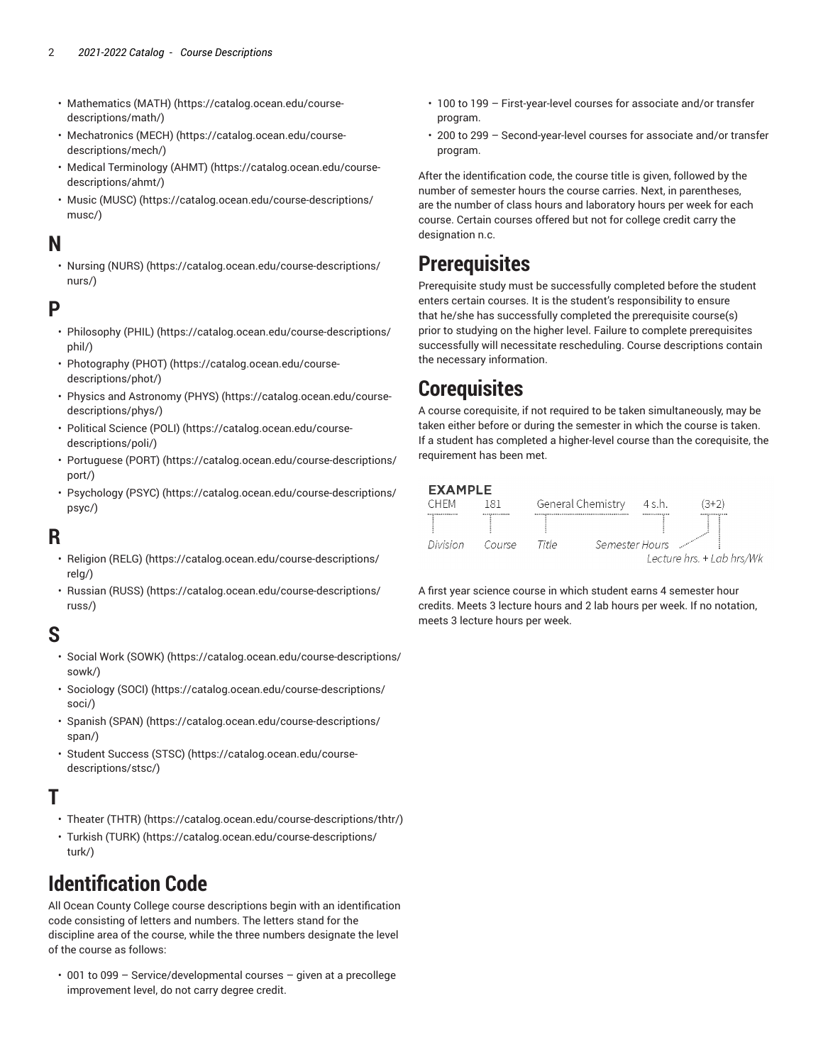- Mathematics (MATH) (https://catalog.ocean.edu/course-descriptions/math/)
- Mechatronics (MECH) (https://catalog.ocean.edu/course-descriptions/mech/)
- Medical Terminology (AHMT) (https://catalog.ocean.edu/course-descriptions/ahmt/)
- Music (MUSC) (https://catalog.ocean.edu/course-descriptions/musc/)

## N

- Nursing (NURS) (https://catalog.ocean.edu/course-descriptions/nurs/)

## P

- Philosophy (PHIL) (https://catalog.ocean.edu/course-descriptions/phil/)
- Photography (PHOT) (https://catalog.ocean.edu/course-descriptions/phot/)
- Physics and Astronomy (PHYS) (https://catalog.ocean.edu/course-descriptions/phys/)
- Political Science (POLI) (https://catalog.ocean.edu/course-descriptions/poli/)
- Portuguese (PORT) (https://catalog.ocean.edu/course-descriptions/port/)
- Psychology (PSYC) (https://catalog.ocean.edu/course-descriptions/psyc/)

## R

- Religion (RELG) (https://catalog.ocean.edu/course-descriptions/relg/)
- Russian (RUSS) (https://catalog.ocean.edu/course-descriptions/russ/)

## S

- Social Work (SOWK) (https://catalog.ocean.edu/course-descriptions/sowk/)
- Sociology (SOCI) (https://catalog.ocean.edu/course-descriptions/soci/)
- Spanish (SPAN) (https://catalog.ocean.edu/course-descriptions/span/)
- Student Success (STSC) (https://catalog.ocean.edu/course-descriptions/stsc/)

## T

- Theater (THTR) (https://catalog.ocean.edu/course-descriptions/thtr/)
- Turkish (TURK) (https://catalog.ocean.edu/course-descriptions/turk/)

# Identification Code

All Ocean County College course descriptions begin with an identification code consisting of letters and numbers. The letters stand for the discipline area of the course, while the three numbers designate the level of the course as follows:

- 001 to 099 – Service/developmental courses – given at a precollege improvement level, do not carry degree credit.
- 100 to 199 – First-year-level courses for associate and/or transfer program.
- 200 to 299 – Second-year-level courses for associate and/or transfer program.

After the identification code, the course title is given, followed by the number of semester hours the course carries. Next, in parentheses, are the number of class hours and laboratory hours per week for each course. Certain courses offered but not for college credit carry the designation n.c.

# Prerequisites

Prerequisite study must be successfully completed before the student enters certain courses. It is the student's responsibility to ensure that he/she has successfully completed the prerequisite course(s) prior to studying on the higher level. Failure to complete prerequisites successfully will necessitate rescheduling. Course descriptions contain the necessary information.

# Corequisites

A course corequisite, if not required to be taken simultaneously, may be taken either before or during the semester in which the course is taken. If a student has completed a higher-level course than the corequisite, the requirement has been met.

EXAMPLE

CHEM 181 General Chemistry 4 s.h. (3+2)

Division Course Title Semester Hours Lecture hrs. + Lab hrs/Wk

A first year science course in which student earns 4 semester hour credits. Meets 3 lecture hours and 2 lab hours per week. If no notation, meets 3 lecture hours per week.